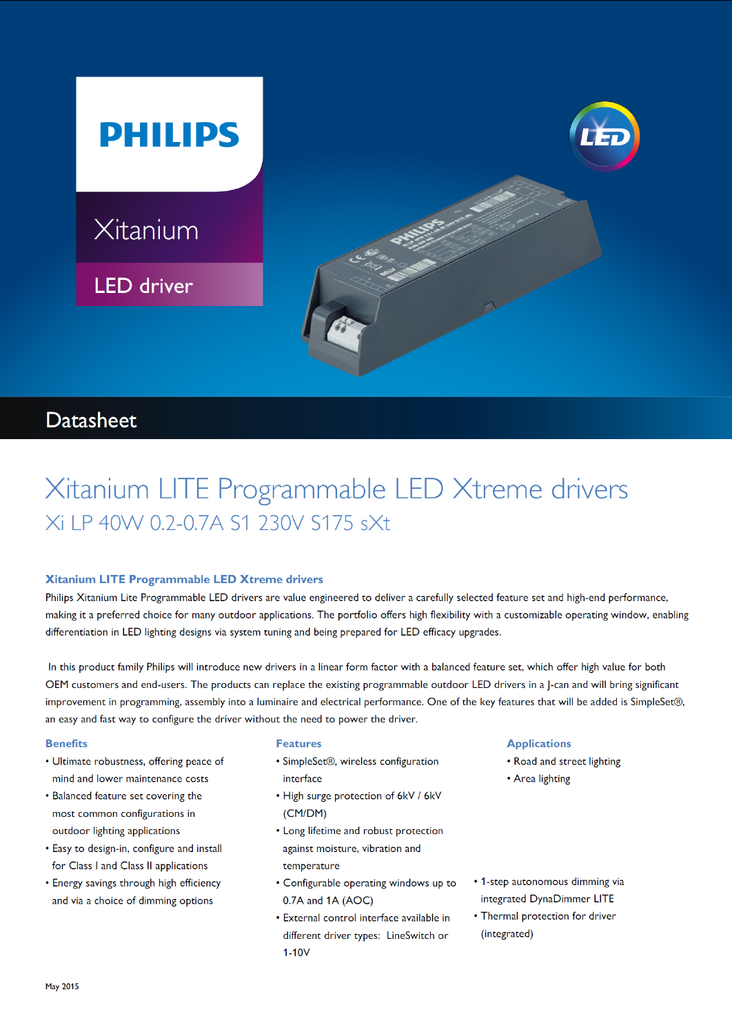PHILIPS

Xitanium

LED driver

Datasheet

# Xitanium LITE Programmable LED Xtreme drivers

## Xi LP 40W 0.2-0.7A S1 230V S175 sXt

### Xitanium LITE Programmable LED Xtreme drivers

Philips Xitanium Lite Programmable LED drivers are value engineered to deliver a carefully selected feature set and high-end performance, making it a preferred choice for many outdoor applications. The portfolio offers high flexibility with a customizable operating window, enabling differentiation in LED lighting designs via system tuning and being prepared for LED efficacy upgrades.

In this product family Philips will introduce new drivers in a linear form factor with a balanced feature set, which offer high value for both OEM customers and end-users. The products can replace the existing programmable outdoor LED drivers in a J-can and will bring significant improvement in programming, assembly into a luminaire and electrical performance. One of the key features that will be added is SimpleSet®, an easy and fast way to configure the driver without the need to power the driver.

### Benefits

- Ultimate robustness, offering peace of mind and lower maintenance costs
- Balanced feature set covering the most common configurations in outdoor lighting applications
- Easy to design-in, configure and install for Class I and Class II applications
- Energy savings through high efficiency and via a choice of dimming options

### Features

- SimpleSet®, wireless configuration interface
- High surge protection of 6kV / 6kV (CM/DM)
- Long lifetime and robust protection against moisture, vibration and temperature
- Configurable operating windows up to 0.7A and 1A (AOC)
- External control interface available in different driver types: LineSwitch or 1-10V
- 1-step autonomous dimming via integrated DynaDimmer LITE
- Thermal protection for driver (integrated)

### Applications

- Road and street lighting
- Area lighting

May 2015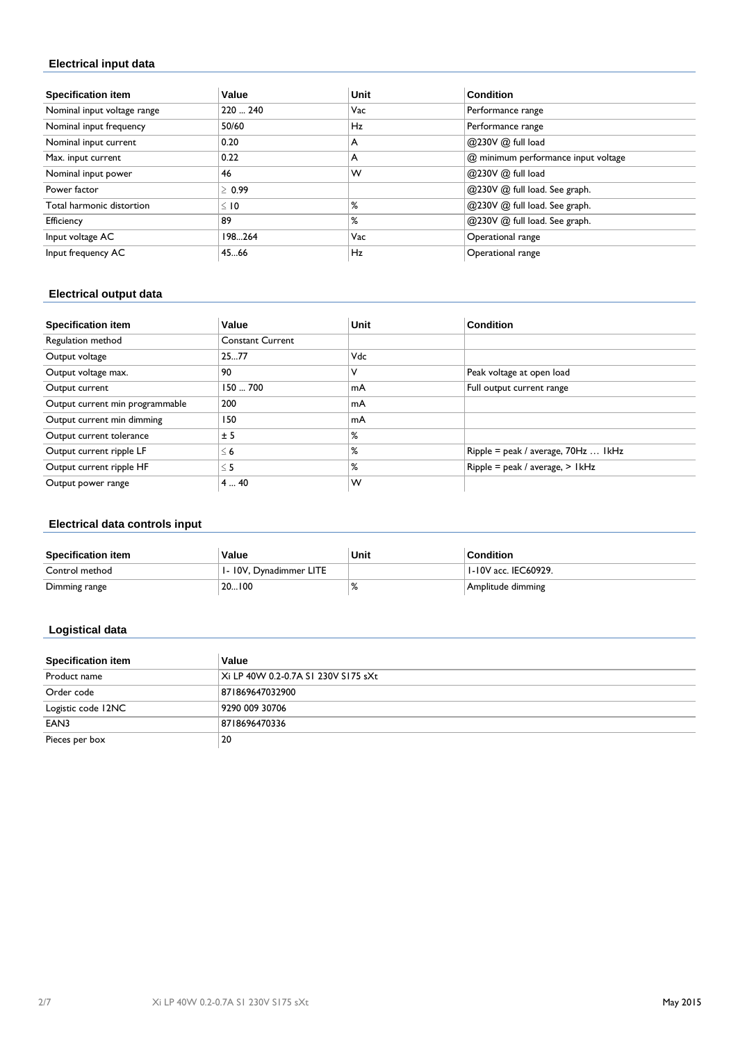## Electrical input data

| Specification item | Value | Unit | Condition |
|---|---|---|---|
| Nominal input voltage range | 220 ... 240 | Vac | Performance range |
| Nominal input frequency | 50/60 | Hz | Performance range |
| Nominal input current | 0.20 | A | @230V @ full load |
| Max. input current | 0.22 | A | @ minimum performance input voltage |
| Nominal input power | 46 | W | @230V @ full load |
| Power factor | ≥ 0.99 | | @230V @ full load. See graph. |
| Total harmonic distortion | ≤ 10 | % | @230V @ full load. See graph. |
| Efficiency | 89 | % | @230V @ full load. See graph. |
| Input voltage AC | 198...264 | Vac | Operational range |
| Input frequency AC | 45...66 | Hz | Operational range |

## Electrical output data

| Specification item | Value | Unit | Condition |
|---|---|---|---|
| Regulation method | Constant Current | | |
| Output voltage | 25...77 | Vdc | |
| Output voltage max. | 90 | V | Peak voltage at open load |
| Output current | 150 ... 700 | mA | Full output current range |
| Output current min programmable | 200 | mA | |
| Output current min dimming | 150 | mA | |
| Output current tolerance | ± 5 | % | |
| Output current ripple LF | ≤ 6 | % | Ripple = peak / average, 70Hz ... 1kHz |
| Output current ripple HF | ≤ 5 | % | Ripple = peak / average, > 1kHz |
| Output power range | 4 ... 40 | W | |

## Electrical data controls input

| Specification item | Value | Unit | Condition |
|---|---|---|---|
| Control method | 1- 10V, Dynadimmer LITE | | 1-10V acc. IEC60929. |
| Dimming range | 20...100 | % | Amplitude dimming |

## Logistical data

| Specification item | Value |
|---|---|
| Product name | Xi LP 40W 0.2-0.7A S1 230V S175 sXt |
| Order code | 871869647032900 |
| Logistic code 12NC | 9290 009 30706 |
| EAN3 | 8718696470336 |
| Pieces per box | 20 |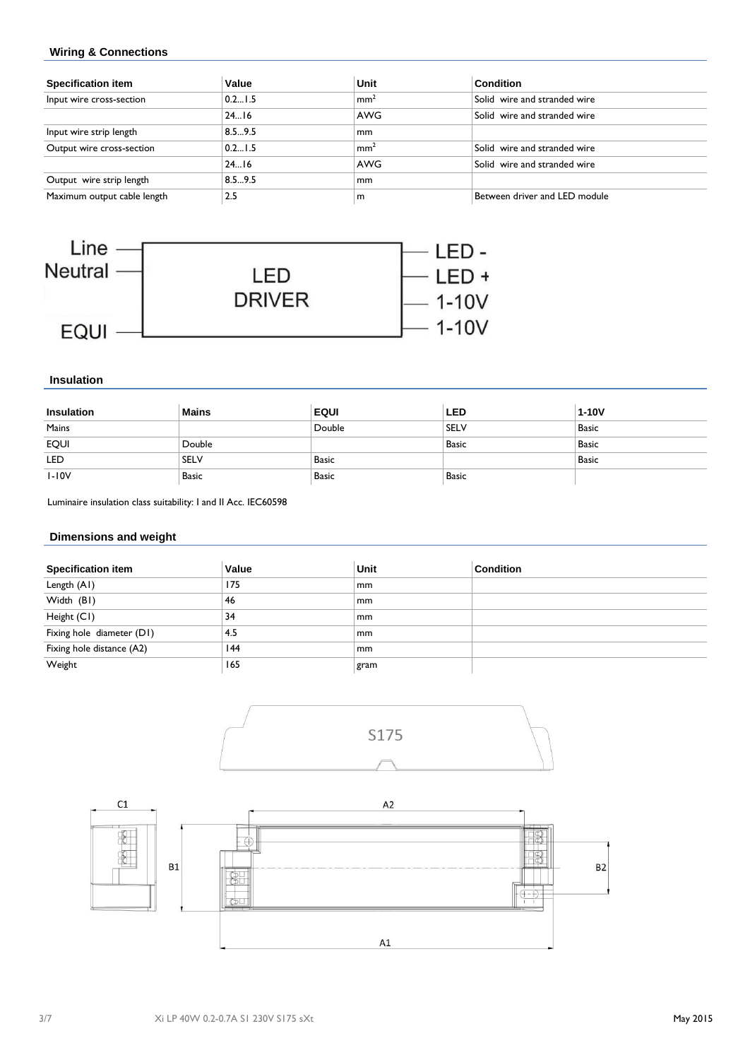## Wiring & Connections

| Specification item | Value | Unit | Condition |
|---|---|---|---|
| Input wire cross-section | 0.2…1.5 | $mm^2$ | Solid wire and stranded wire |
| | 24…16 | AWG | Solid wire and stranded wire |
| Input wire strip length | 8.5…9.5 | mm | |
| Output wire cross-section | 0.2…1.5 | $mm^2$ | Solid wire and stranded wire |
| | 24…16 | AWG | Solid wire and stranded wire |
| Output wire strip length | 8.5…9.5 | mm | |
| Maximum output cable length | 2.5 | m | Between driver and LED module |

## Insulation

| Insulation | Mains | EQUI | LED | 1-10V |
|---|---|---|---|---|
| Mains | | Double | SELV | Basic |
| EQUI | Double | | Basic | Basic |
| LED | SELV | Basic | | Basic |
| 1-10V | Basic | Basic | Basic | |

Luminaire insulation class suitability: I and II Acc. IEC60598

## Dimensions and weight

| Specification item | Value | Unit | Condition |
|---|---|---|---|
| Length (A1) | 175 | mm | |
| Width (B1) | 46 | mm | |
| Height (C1) | 34 | mm | |
| Fixing hole diameter (D1) | 4.5 | mm | |
| Fixing hole distance (A2) | 144 | mm | |
| Weight | 165 | gram | |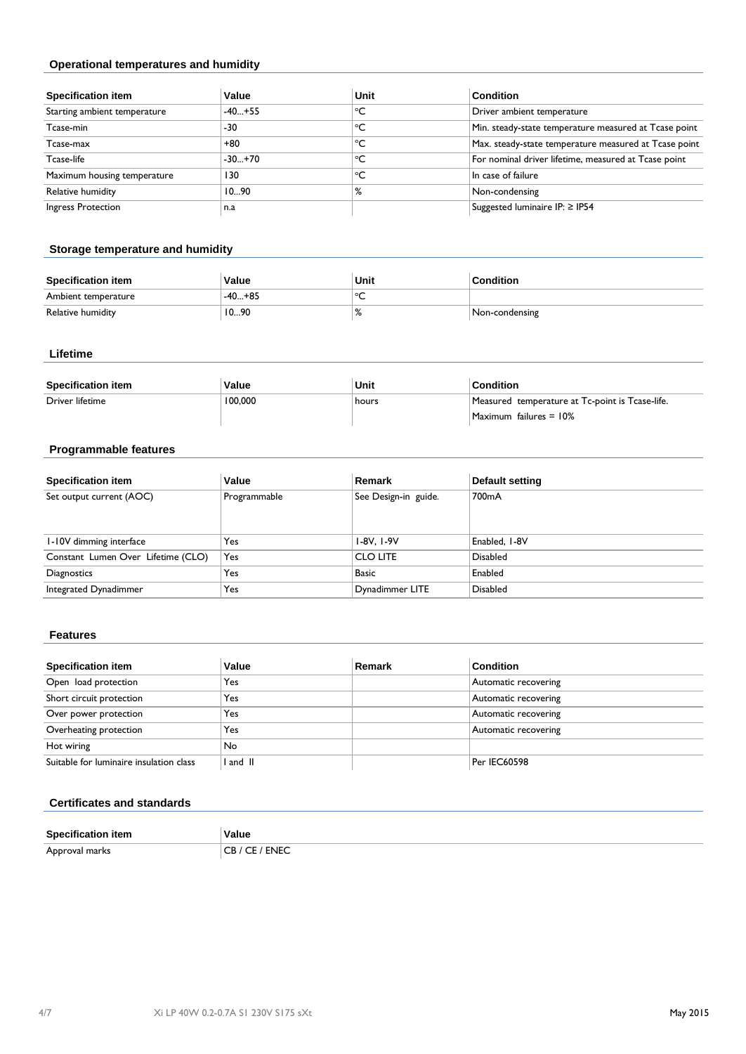### Operational temperatures and humidity

| Specification item | Value | Unit | Condition |
|---|---|---|---|
| Starting ambient temperature | -40…+55 | °C | Driver ambient temperature |
| Tcase-min | -30 | °C | Min. steady-state temperature measured at Tcase point |
| Tcase-max | +80 | °C | Max. steady-state temperature measured at Tcase point |
| Tcase-life | -30…+70 | °C | For nominal driver lifetime, measured at Tcase point |
| Maximum housing temperature | 130 | °C | In case of failure |
| Relative humidity | 10…90 | % | Non-condensing |
| Ingress Protection | n.a | | Suggested luminaire IP: ≥ IP54 |

### Storage temperature and humidity

| Specification item | Value | Unit | Condition |
|---|---|---|---|
| Ambient temperature | -40…+85 | °C | |
| Relative humidity | 10…90 | % | Non-condensing |

### Lifetime

| Specification item | Value | Unit | Condition |
|---|---|---|---|
| Driver lifetime | 100,000 | hours | Measured temperature at Tc-point is Tcase-life. Maximum failures = 10% |

### Programmable features

| Specification item | Value | Remark | Default setting |
|---|---|---|---|
| Set output current (AOC) | Programmable | See Design-in guide. | 700mA |
| 1-10V dimming interface | Yes | 1-8V, 1-9V | Enabled, 1-8V |
| Constant Lumen Over Lifetime (CLO) | Yes | CLO LITE | Disabled |
| Diagnostics | Yes | Basic | Enabled |
| Integrated Dynadimmer | Yes | Dynadimmer LITE | Disabled |

### Features

| Specification item | Value | Remark | Condition |
|---|---|---|---|
| Open load protection | Yes | | Automatic recovering |
| Short circuit protection | Yes | | Automatic recovering |
| Over power protection | Yes | | Automatic recovering |
| Overheating protection | Yes | | Automatic recovering |
| Hot wiring | No | | |
| Suitable for luminaire insulation class | I and II | | Per IEC60598 |

### Certificates and standards

| Specification item | Value |
|---|---|
| Approval marks | CB / CE / ENEC |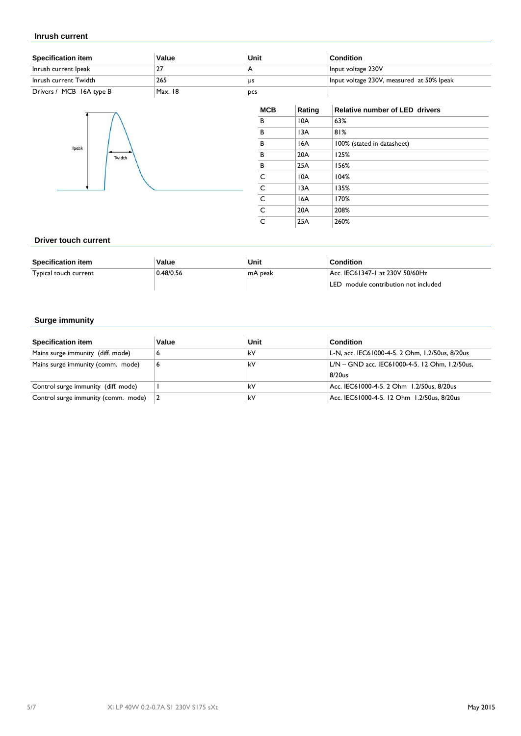### Inrush current

| Specification item | Value | Unit | Condition |
|---|---|---|---|
| Inrush current Ipeak | 27 | A | Input voltage 230V |
| Inrush current Twidth | 265 | μs | Input voltage 230V, measured at 50% Ipeak |
| Drivers / MCB 16A type B | Max. 18 | pcs | |

| MCB | Rating | Relative number of LED drivers |
|---|---|---|
| B | 10A | 63% |
| B | 13A | 81% |
| B | 16A | 100% (stated in datasheet) |
| B | 20A | 125% |
| B | 25A | 156% |
| C | 10A | 104% |
| C | 13A | 135% |
| C | 16A | 170% |
| C | 20A | 208% |
| C | 25A | 260% |

### Driver touch current

| Specification item | Value | Unit | Condition |
|---|---|---|---|
| Typical touch current | 0.48/0.56 | mA peak | Acc. IEC61347-1 at 230V 50/60Hz<br>LED module contribution not included |

### Surge immunity

| Specification item | Value | Unit | Condition |
|---|---|---|---|
| Mains surge immunity (diff. mode) | 6 | kV | L-N, acc. IEC61000-4-5. 2 Ohm, 1.2/50us, 8/20us |
| Mains surge immunity (comm. mode) | 6 | kV | L/N – GND acc. IEC61000-4-5. 12 Ohm, 1.2/50us, 8/20us |
| Control surge immunity (diff. mode) | 1 | kV | Acc. IEC61000-4-5. 2 Ohm 1.2/50us, 8/20us |
| Control surge immunity (comm. mode) | 2 | kV | Acc. IEC61000-4-5. 12 Ohm 1.2/50us, 8/20us |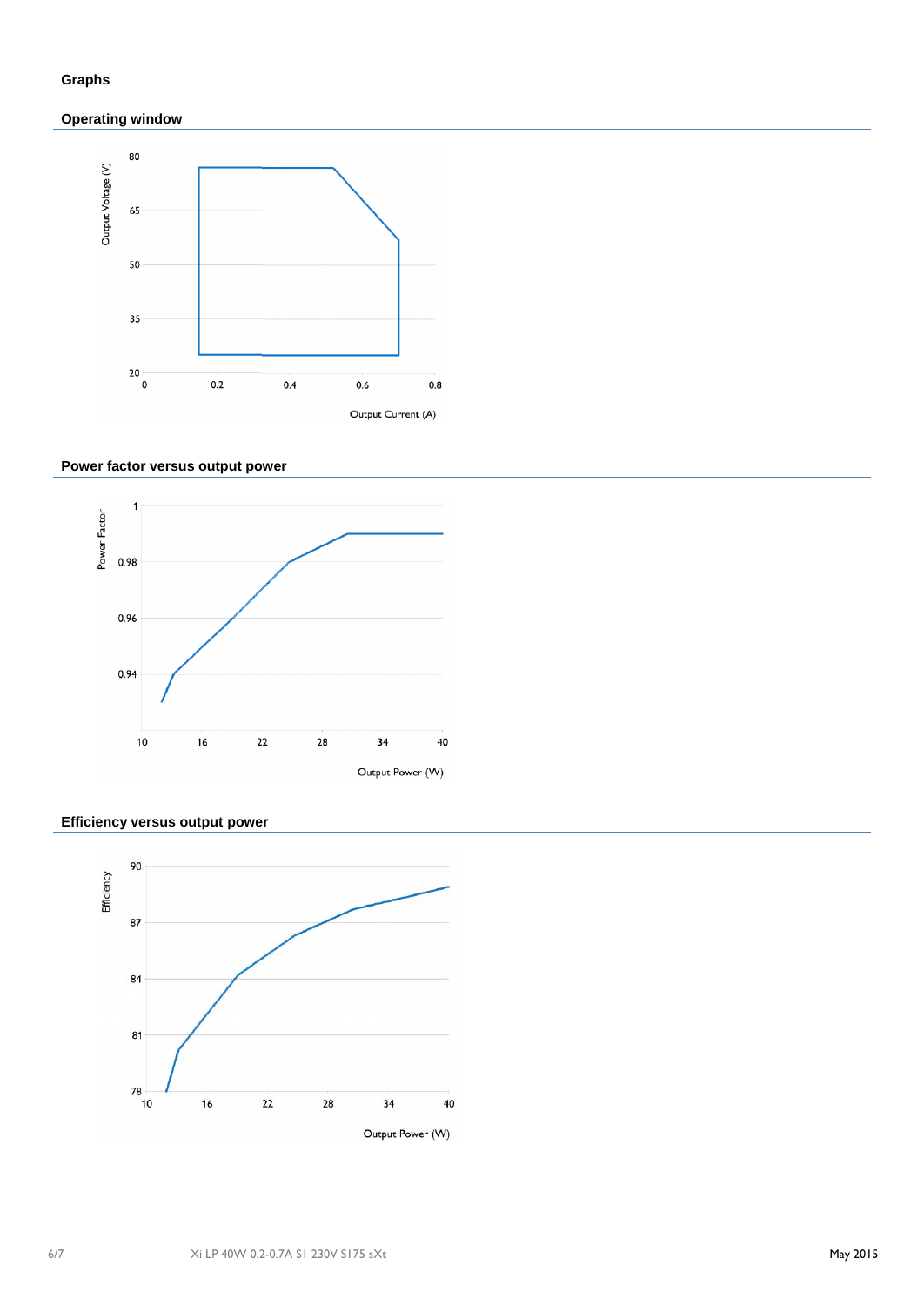## Graphs

### Operating window

### Power factor versus output power

### Efficiency versus output power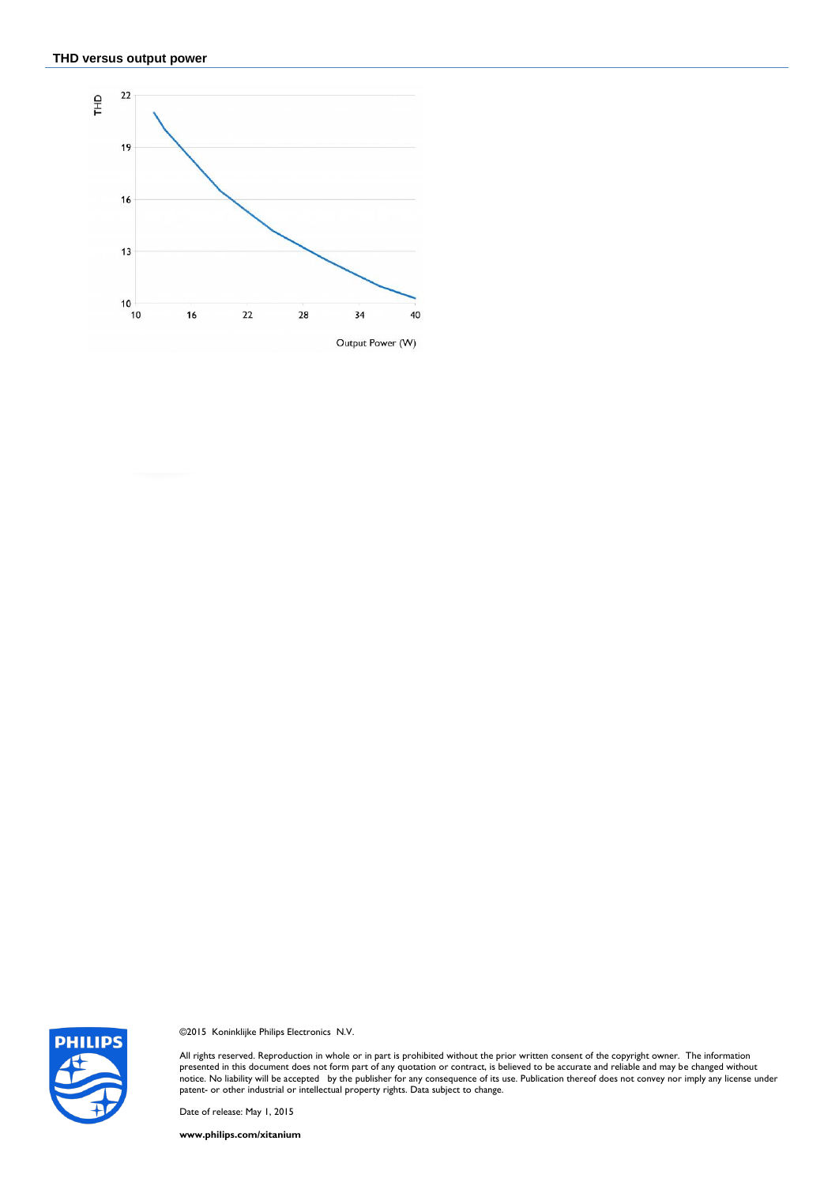**THD versus output power**

THD

22
19
16
13
10

10
16
22
28
34
40

Output Power (W)

©2015 Koninklijke Philips Electronics N.V.

All rights reserved. Reproduction in whole or in part is prohibited without the prior written consent of the copyright owner. The information presented in this document does not form part of any quotation or contract, is believed to be accurate and reliable and may be changed without notice. No liability will be accepted by the publisher for any consequence of its use. Publication thereof does not convey nor imply any license under patent- or other industrial or intellectual property rights. Data subject to change.

Date of release: May 1, 2015

**www.philips.com/xitanium**